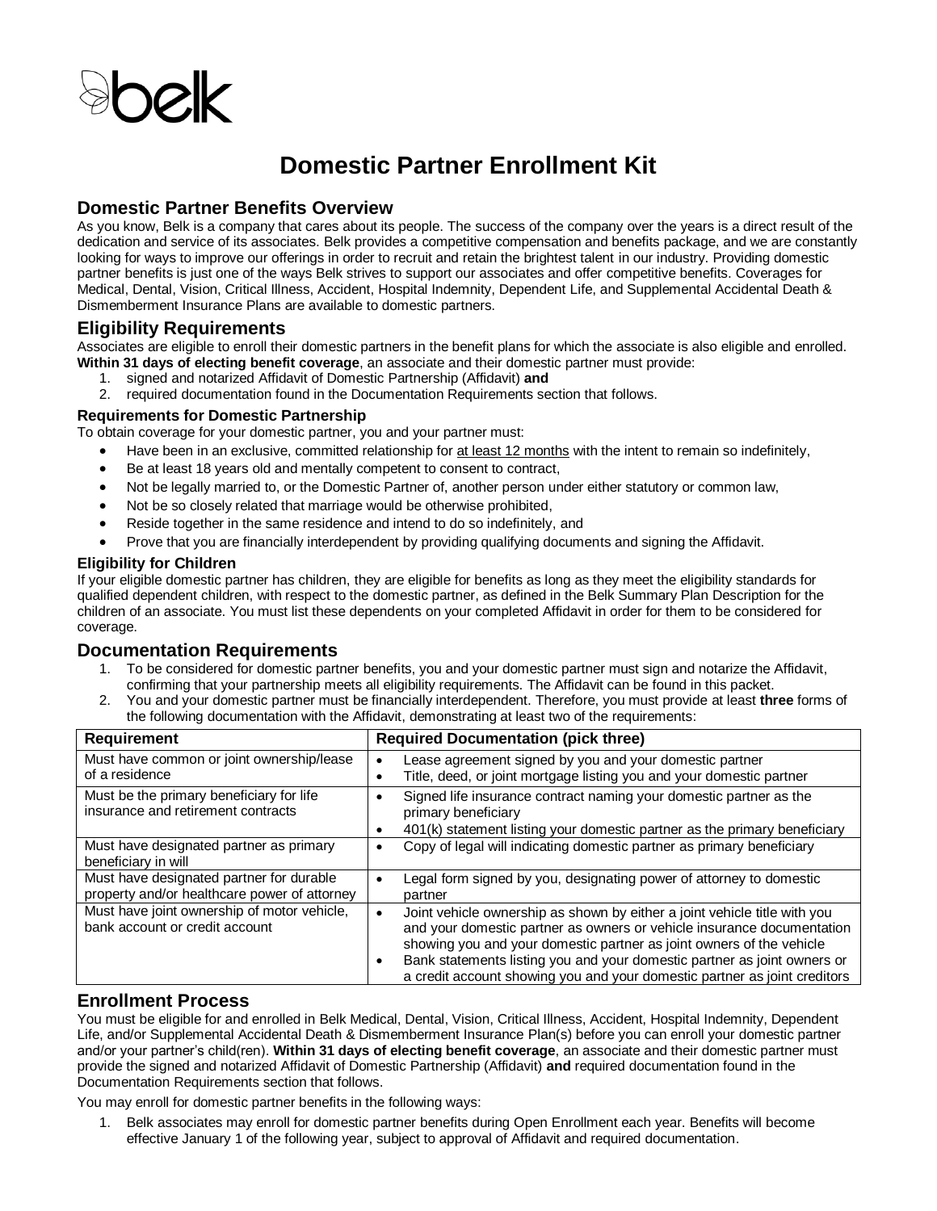belk

# Domestic Partner Enrollment Kit

## Domestic Partner Benefits Overview

As you know, Belk is a company that cares about its people. The success of the company over the years is a direct result of the dedication and service of its associates. Belk provides a competitive compensation and benefits package, and we are constantly looking for ways to improve our offerings in order to recruit and retain the brightest talent in our industry. Providing domestic partner benefits is just one of the ways Belk strives to support our associates and offer competitive benefits. Coverages for Medical, Dental, Vision, Critical Illness, Accident, Hospital Indemnity, Dependent Life, and Supplemental Accidental Death & Dismemberment Insurance Plans are available to domestic partners.

## Eligibility Requirements

Associates are eligible to enroll their domestic partners in the benefit plans for which the associate is also eligible and enrolled. **Within 31 days of electing benefit coverage**, an associate and their domestic partner must provide:

1. signed and notarized Affidavit of Domestic Partnership (Affidavit) **and**
2. required documentation found in the Documentation Requirements section that follows.

### Requirements for Domestic Partnership

To obtain coverage for your domestic partner, you and your partner must:

- Have been in an exclusive, committed relationship for at least 12 months with the intent to remain so indefinitely,
- Be at least 18 years old and mentally competent to consent to contract,
- Not be legally married to, or the Domestic Partner of, another person under either statutory or common law,
- Not be so closely related that marriage would be otherwise prohibited,
- Reside together in the same residence and intend to do so indefinitely, and
- Prove that you are financially interdependent by providing qualifying documents and signing the Affidavit.

### Eligibility for Children

If your eligible domestic partner has children, they are eligible for benefits as long as they meet the eligibility standards for qualified dependent children, with respect to the domestic partner, as defined in the Belk Summary Plan Description for the children of an associate. You must list these dependents on your completed Affidavit in order for them to be considered for coverage.

## Documentation Requirements

1. To be considered for domestic partner benefits, you and your domestic partner must sign and notarize the Affidavit, confirming that your partnership meets all eligibility requirements. The Affidavit can be found in this packet.
2. You and your domestic partner must be financially interdependent. Therefore, you must provide at least **three** forms of the following documentation with the Affidavit, demonstrating at least two of the requirements:

| Requirement | Required Documentation (pick three) |
|---|---|
| Must have common or joint ownership/lease of a residence | • Lease agreement signed by you and your domestic partner<br>• Title, deed, or joint mortgage listing you and your domestic partner |
| Must be the primary beneficiary for life insurance and retirement contracts | • Signed life insurance contract naming your domestic partner as the primary beneficiary<br>• 401(k) statement listing your domestic partner as the primary beneficiary |
| Must have designated partner as primary beneficiary in will | • Copy of legal will indicating domestic partner as primary beneficiary |
| Must have designated partner for durable property and/or healthcare power of attorney | • Legal form signed by you, designating power of attorney to domestic partner |
| Must have joint ownership of motor vehicle, bank account or credit account | • Joint vehicle ownership as shown by either a joint vehicle title with you and your domestic partner as owners or vehicle insurance documentation showing you and your domestic partner as joint owners of the vehicle<br>• Bank statements listing you and your domestic partner as joint owners or a credit account showing you and your domestic partner as joint creditors |

## Enrollment Process

You must be eligible for and enrolled in Belk Medical, Dental, Vision, Critical Illness, Accident, Hospital Indemnity, Dependent Life, and/or Supplemental Accidental Death & Dismemberment Insurance Plan(s) before you can enroll your domestic partner and/or your partner's child(ren). **Within 31 days of electing benefit coverage**, an associate and their domestic partner must provide the signed and notarized Affidavit of Domestic Partnership (Affidavit) **and** required documentation found in the Documentation Requirements section that follows.

You may enroll for domestic partner benefits in the following ways:

1. Belk associates may enroll for domestic partner benefits during Open Enrollment each year. Benefits will become effective January 1 of the following year, subject to approval of Affidavit and required documentation.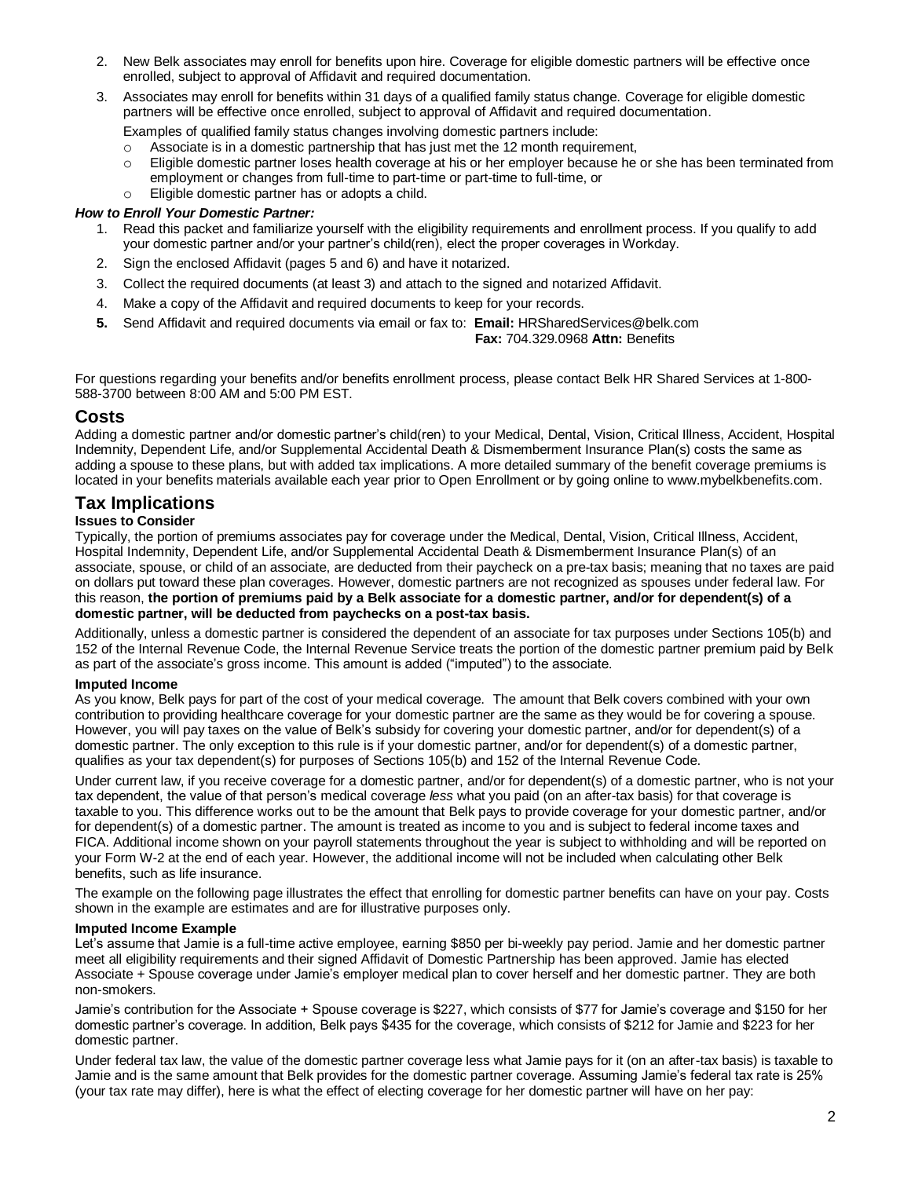2. New Belk associates may enroll for benefits upon hire. Coverage for eligible domestic partners will be effective once enrolled, subject to approval of Affidavit and required documentation.
3. Associates may enroll for benefits within 31 days of a qualified family status change. Coverage for eligible domestic partners will be effective once enrolled, subject to approval of Affidavit and required documentation.

   Examples of qualified family status changes involving domestic partners include:
   - Associate is in a domestic partnership that has just met the 12 month requirement,
   - Eligible domestic partner loses health coverage at his or her employer because he or she has been terminated from employment or changes from full-time to part-time or part-time to full-time, or
   - Eligible domestic partner has or adopts a child.

***How to Enroll Your Domestic Partner:***

1. Read this packet and familiarize yourself with the eligibility requirements and enrollment process. If you qualify to add your domestic partner and/or your partner's child(ren), elect the proper coverages in Workday.
2. Sign the enclosed Affidavit (pages 5 and 6) and have it notarized.
3. Collect the required documents (at least 3) and attach to the signed and notarized Affidavit.
4. Make a copy of the Affidavit and required documents to keep for your records.
5. Send Affidavit and required documents via email or fax to: **Email:** HRSharedServices@belk.com
   **Fax:** 704.329.0968 **Attn:** Benefits

For questions regarding your benefits and/or benefits enrollment process, please contact Belk HR Shared Services at 1-800-588-3700 between 8:00 AM and 5:00 PM EST.

## Costs

Adding a domestic partner and/or domestic partner's child(ren) to your Medical, Dental, Vision, Critical Illness, Accident, Hospital Indemnity, Dependent Life, and/or Supplemental Accidental Death & Dismemberment Insurance Plan(s) costs the same as adding a spouse to these plans, but with added tax implications. A more detailed summary of the benefit coverage premiums is located in your benefits materials available each year prior to Open Enrollment or by going online to www.mybelkbenefits.com.

## Tax Implications

### Issues to Consider

Typically, the portion of premiums associates pay for coverage under the Medical, Dental, Vision, Critical Illness, Accident, Hospital Indemnity, Dependent Life, and/or Supplemental Accidental Death & Dismemberment Insurance Plan(s) of an associate, spouse, or child of an associate, are deducted from their paycheck on a pre-tax basis; meaning that no taxes are paid on dollars put toward these plan coverages. However, domestic partners are not recognized as spouses under federal law. For this reason, **the portion of premiums paid by a Belk associate for a domestic partner, and/or for dependent(s) of a domestic partner, will be deducted from paychecks on a post-tax basis.**

Additionally, unless a domestic partner is considered the dependent of an associate for tax purposes under Sections 105(b) and 152 of the Internal Revenue Code, the Internal Revenue Service treats the portion of the domestic partner premium paid by Belk as part of the associate's gross income. This amount is added ("imputed") to the associate.

### Imputed Income

As you know, Belk pays for part of the cost of your medical coverage. The amount that Belk covers combined with your own contribution to providing healthcare coverage for your domestic partner are the same as they would be for covering a spouse. However, you will pay taxes on the value of Belk's subsidy for covering your domestic partner, and/or for dependent(s) of a domestic partner. The only exception to this rule is if your domestic partner, and/or for dependent(s) of a domestic partner, qualifies as your tax dependent(s) for purposes of Sections 105(b) and 152 of the Internal Revenue Code.

Under current law, if you receive coverage for a domestic partner, and/or for dependent(s) of a domestic partner, who is not your tax dependent, the value of that person's medical coverage *less* what you paid (on an after-tax basis) for that coverage is taxable to you. This difference works out to be the amount that Belk pays to provide coverage for your domestic partner, and/or for dependent(s) of a domestic partner. The amount is treated as income to you and is subject to federal income taxes and FICA. Additional income shown on your payroll statements throughout the year is subject to withholding and will be reported on your Form W-2 at the end of each year. However, the additional income will not be included when calculating other Belk benefits, such as life insurance.

The example on the following page illustrates the effect that enrolling for domestic partner benefits can have on your pay. Costs shown in the example are estimates and are for illustrative purposes only.

### Imputed Income Example

Let's assume that Jamie is a full-time active employee, earning $850 per bi-weekly pay period. Jamie and her domestic partner meet all eligibility requirements and their signed Affidavit of Domestic Partnership has been approved. Jamie has elected Associate + Spouse coverage under Jamie's employer medical plan to cover herself and her domestic partner. They are both non-smokers.

Jamie's contribution for the Associate + Spouse coverage is $227, which consists of $77 for Jamie's coverage and $150 for her domestic partner's coverage. In addition, Belk pays $435 for the coverage, which consists of $212 for Jamie and $223 for her domestic partner.

Under federal tax law, the value of the domestic partner coverage less what Jamie pays for it (on an after-tax basis) is taxable to Jamie and is the same amount that Belk provides for the domestic partner coverage. Assuming Jamie's federal tax rate is 25% (your tax rate may differ), here is what the effect of electing coverage for her domestic partner will have on her pay: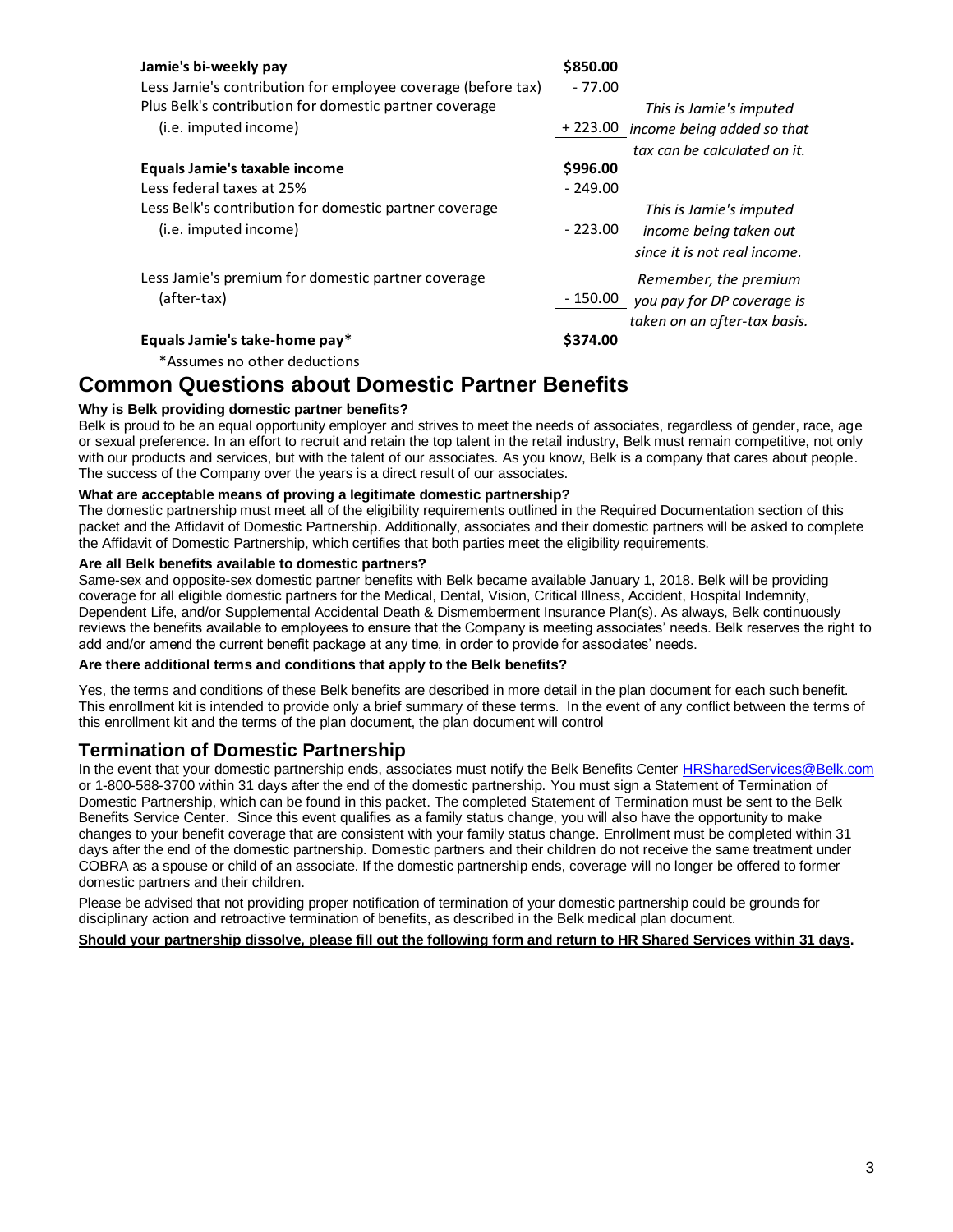| | | |
|---|---|---|
| **Jamie's bi-weekly pay** | **\$850.00** | |
| Less Jamie's contribution for employee coverage (before tax) | - 77.00 | |
| Plus Belk's contribution for domestic partner coverage (i.e. imputed income) | + 223.00 | *This is Jamie's imputed income being added so that tax can be calculated on it.* |
| **Equals Jamie's taxable income** | **\$996.00** | |
| Less federal taxes at 25% | - 249.00 | |
| Less Belk's contribution for domestic partner coverage (i.e. imputed income) | - 223.00 | *This is Jamie's imputed income being taken out since it is not real income.* |
| Less Jamie's premium for domestic partner coverage (after-tax) | - 150.00 | *Remember, the premium you pay for DP coverage is taken on an after-tax basis.* |
| **Equals Jamie's take-home pay*** | **\$374.00** | |

*Assumes no other deductions

## Common Questions about Domestic Partner Benefits

**Why is Belk providing domestic partner benefits?**

Belk is proud to be an equal opportunity employer and strives to meet the needs of associates, regardless of gender, race, age or sexual preference. In an effort to recruit and retain the top talent in the retail industry, Belk must remain competitive, not only with our products and services, but with the talent of our associates. As you know, Belk is a company that cares about people. The success of the Company over the years is a direct result of our associates.

**What are acceptable means of proving a legitimate domestic partnership?**

The domestic partnership must meet all of the eligibility requirements outlined in the Required Documentation section of this packet and the Affidavit of Domestic Partnership. Additionally, associates and their domestic partners will be asked to complete the Affidavit of Domestic Partnership, which certifies that both parties meet the eligibility requirements.

**Are all Belk benefits available to domestic partners?**

Same-sex and opposite-sex domestic partner benefits with Belk became available January 1, 2018. Belk will be providing coverage for all eligible domestic partners for the Medical, Dental, Vision, Critical Illness, Accident, Hospital Indemnity, Dependent Life, and/or Supplemental Accidental Death & Dismemberment Insurance Plan(s). As always, Belk continuously reviews the benefits available to employees to ensure that the Company is meeting associates' needs. Belk reserves the right to add and/or amend the current benefit package at any time, in order to provide for associates' needs.

**Are there additional terms and conditions that apply to the Belk benefits?**

Yes, the terms and conditions of these Belk benefits are described in more detail in the plan document for each such benefit. This enrollment kit is intended to provide only a brief summary of these terms. In the event of any conflict between the terms of this enrollment kit and the terms of the plan document, the plan document will control

## Termination of Domestic Partnership

In the event that your domestic partnership ends, associates must notify the Belk Benefits Center HRSharedServices@Belk.com or 1-800-588-3700 within 31 days after the end of the domestic partnership. You must sign a Statement of Termination of Domestic Partnership, which can be found in this packet. The completed Statement of Termination must be sent to the Belk Benefits Service Center. Since this event qualifies as a family status change, you will also have the opportunity to make changes to your benefit coverage that are consistent with your family status change. Enrollment must be completed within 31 days after the end of the domestic partnership. Domestic partners and their children do not receive the same treatment under COBRA as a spouse or child of an associate. If the domestic partnership ends, coverage will no longer be offered to former domestic partners and their children.

Please be advised that not providing proper notification of termination of your domestic partnership could be grounds for disciplinary action and retroactive termination of benefits, as described in the Belk medical plan document.

**Should your partnership dissolve, please fill out the following form and return to HR Shared Services within 31 days.**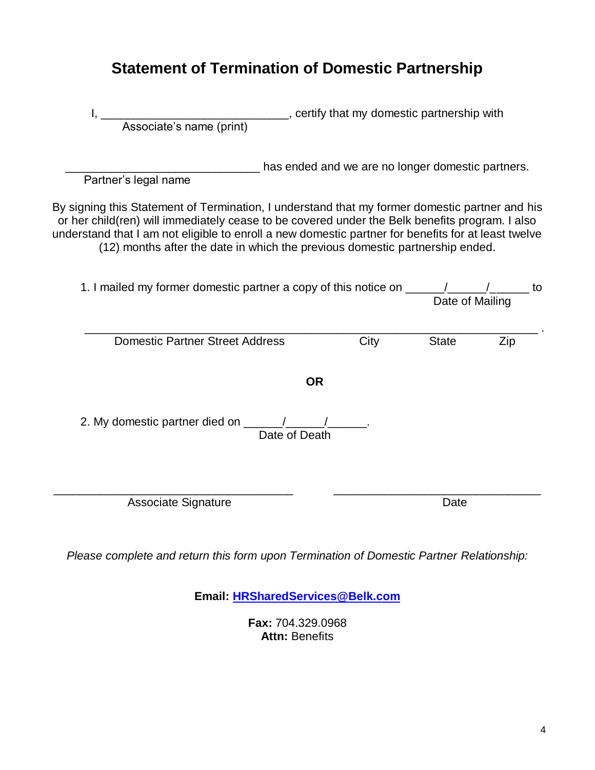# Statement of Termination of Domestic Partnership

I, ____________________________, certify that my domestic partnership with
Associate's name (print)

_____________________________ has ended and we are no longer domestic partners.
Partner's legal name

By signing this Statement of Termination, I understand that my former domestic partner and his or her child(ren) will immediately cease to be covered under the Belk benefits program. I also understand that I am not eligible to enroll a new domestic partner for benefits for at least twelve (12) months after the date in which the previous domestic partnership ended.

1. I mailed my former domestic partner a copy of this notice on ______/______/______ to
Date of Mailing

__________________________________________________________________ .
Domestic Partner Street Address City State Zip

**OR**

2. My domestic partner died on ______/______/______.
Date of Death

____________________________________ ________________________________
Associate Signature Date

*Please complete and return this form upon Termination of Domestic Partner Relationship:*

**Email:** [HRSharedServices@Belk.com](mailto:HRSharedServices@Belk.com)

**Fax:** 704.329.0968
**Attn:** Benefits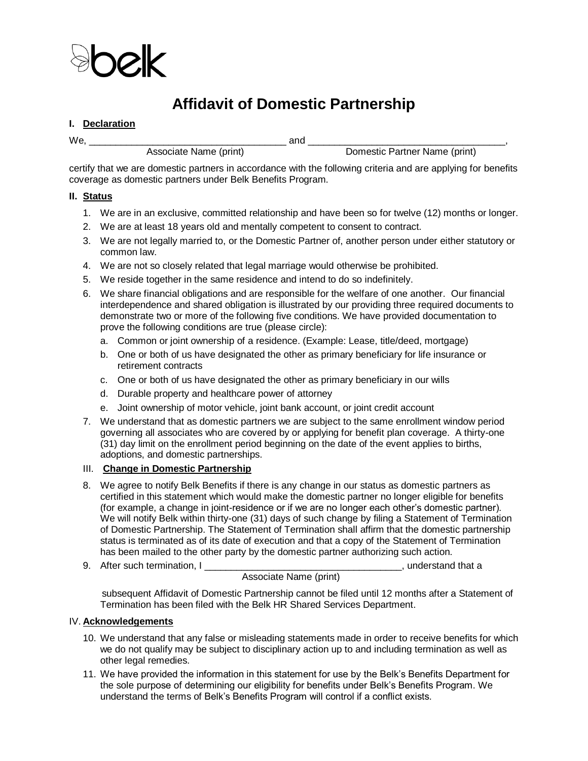belk

# Affidavit of Domestic Partnership

### I. Declaration

We, ____________________________________ and ____________________________________,
Associate Name (print) Domestic Partner Name (print)

certify that we are domestic partners in accordance with the following criteria and are applying for benefits coverage as domestic partners under Belk Benefits Program.

### II. Status

1. We are in an exclusive, committed relationship and have been so for twelve (12) months or longer.
2. We are at least 18 years old and mentally competent to consent to contract.
3. We are not legally married to, or the Domestic Partner of, another person under either statutory or common law.
4. We are not so closely related that legal marriage would otherwise be prohibited.
5. We reside together in the same residence and intend to do so indefinitely.
6. We share financial obligations and are responsible for the welfare of one another. Our financial interdependence and shared obligation is illustrated by our providing three required documents to demonstrate two or more of the following five conditions. We have provided documentation to prove the following conditions are true (please circle):
   a. Common or joint ownership of a residence. (Example: Lease, title/deed, mortgage)
   b. One or both of us have designated the other as primary beneficiary for life insurance or retirement contracts
   c. One or both of us have designated the other as primary beneficiary in our wills
   d. Durable property and healthcare power of attorney
   e. Joint ownership of motor vehicle, joint bank account, or joint credit account
7. We understand that as domestic partners we are subject to the same enrollment window period governing all associates who are covered by or applying for benefit plan coverage. A thirty-one (31) day limit on the enrollment period beginning on the date of the event applies to births, adoptions, and domestic partnerships.

### III. Change in Domestic Partnership

8. We agree to notify Belk Benefits if there is any change in our status as domestic partners as certified in this statement which would make the domestic partner no longer eligible for benefits (for example, a change in joint-residence or if we are no longer each other's domestic partner). We will notify Belk within thirty-one (31) days of such change by filing a Statement of Termination of Domestic Partnership. The Statement of Termination shall affirm that the domestic partnership status is terminated as of its date of execution and that a copy of the Statement of Termination has been mailed to the other party by the domestic partner authorizing such action.
9. After such termination, I ____________________________________, understand that a
   Associate Name (print)

   subsequent Affidavit of Domestic Partnership cannot be filed until 12 months after a Statement of Termination has been filed with the Belk HR Shared Services Department.

### IV. Acknowledgements

10. We understand that any false or misleading statements made in order to receive benefits for which we do not qualify may be subject to disciplinary action up to and including termination as well as other legal remedies.
11. We have provided the information in this statement for use by the Belk's Benefits Department for the sole purpose of determining our eligibility for benefits under Belk's Benefits Program. We understand the terms of Belk's Benefits Program will control if a conflict exists.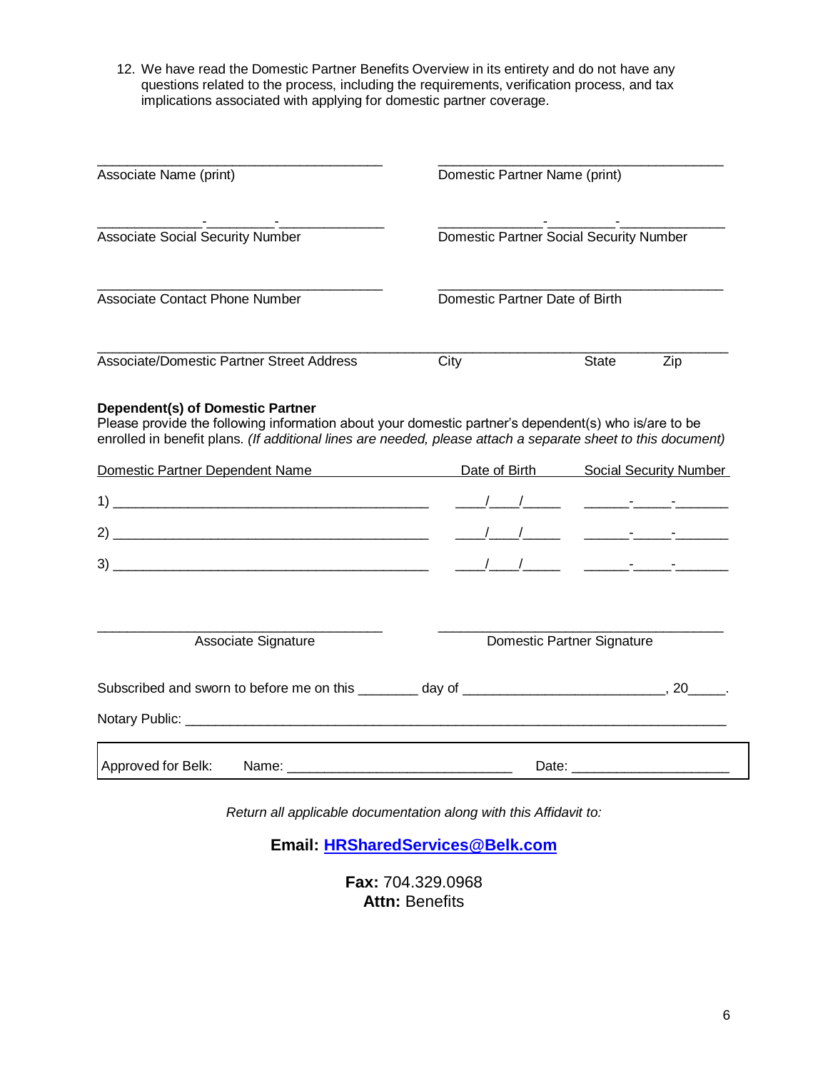12. We have read the Domestic Partner Benefits Overview in its entirety and do not have any questions related to the process, including the requirements, verification process, and tax implications associated with applying for domestic partner coverage.

| | |
|---|---|
| ________________________________ | ________________________________ |
| Associate Name (print) | Domestic Partner Name (print) |
| __________-_______-__________ | __________-_______-__________ |
| Associate Social Security Number | Domestic Partner Social Security Number |
| ________________________________ | ________________________________ |
| Associate Contact Phone Number | Domestic Partner Date of Birth |

______________________________________________________________________________

Associate/Domestic Partner Street Address    City    State    Zip

**Dependent(s) of Domestic Partner**

Please provide the following information about your domestic partner's dependent(s) who is/are to be enrolled in benefit plans. *(If additional lines are needed, please attach a separate sheet to this document)*

| Domestic Partner Dependent Name | Date of Birth | Social Security Number |
|---|---|---|
| 1) ____________________________________ | ____/____/_____ | ______-_____-_______ |
| 2) ____________________________________ | ____/____/_____ | ______-_____-_______ |
| 3) ____________________________________ | ____/____/_____ | ______-_____-_______ |

| | |
|---|---|
| ________________________________ | ________________________________ |
| Associate Signature | Domestic Partner Signature |

Subscribed and sworn to before me on this ________ day of __________________________, 20_____.

Notary Public: ___________________________________________________________________

| | | |
|---|---|---|
| Approved for Belk: | Name: _____________________________ | Date: ____________________ |

*Return all applicable documentation along with this Affidavit to:*

**Email: HRSharedServices@Belk.com**

**Fax:** 704.329.0968
**Attn:** Benefits